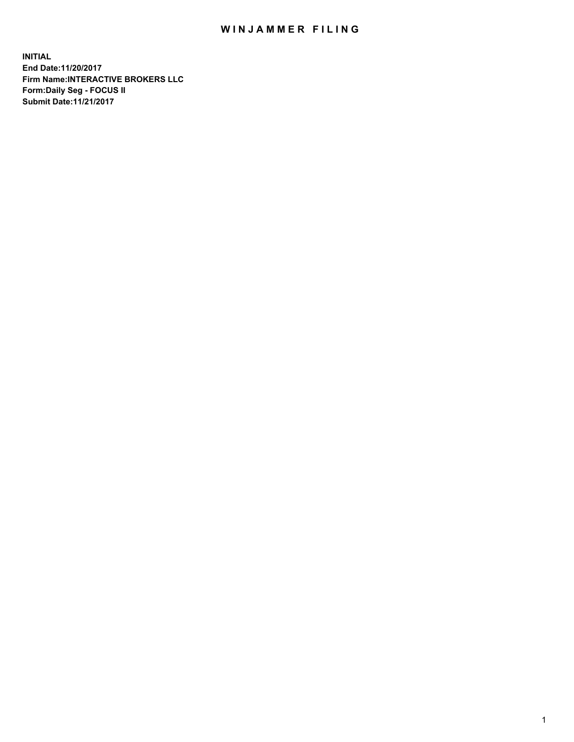# WINJAMMER FILING

**INITIAL**
**End Date:11/20/2017**
**Firm Name:INTERACTIVE BROKERS LLC**
**Form:Daily Seg - FOCUS II**
**Submit Date:11/21/2017**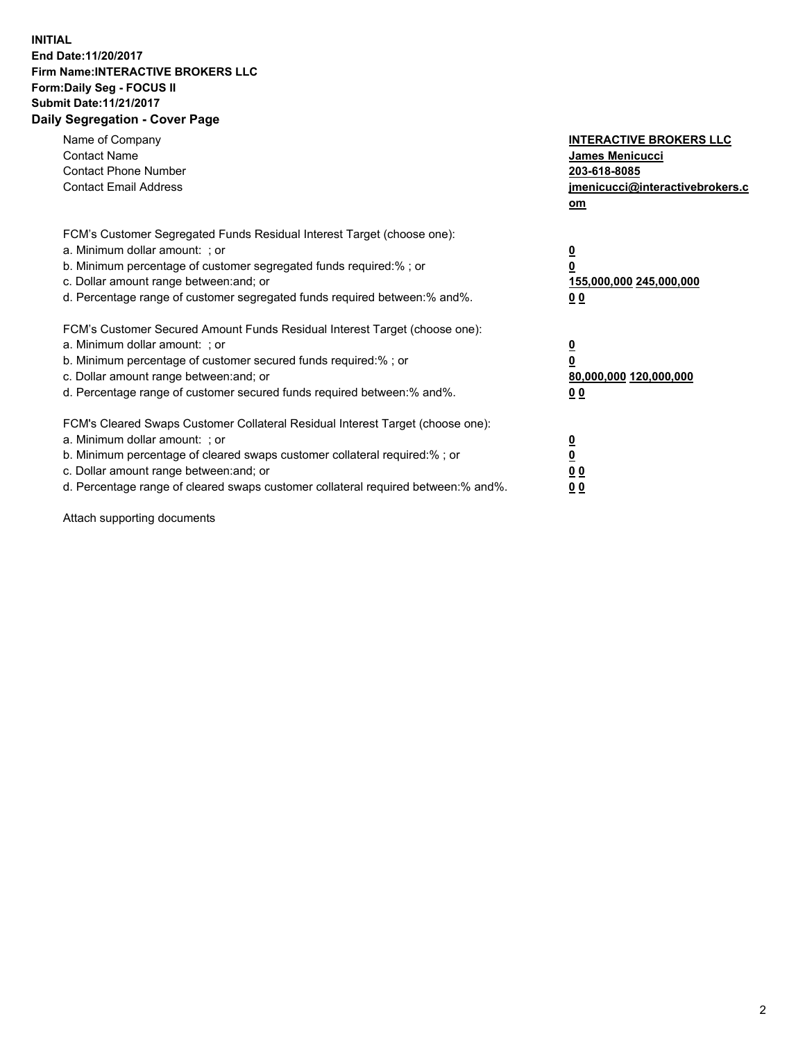**INITIAL**
**End Date:11/20/2017**
**Firm Name:INTERACTIVE BROKERS LLC**
**Form:Daily Seg - FOCUS II**
**Submit Date:11/21/2017**
**Daily Segregation - Cover Page**

| | |
|---|---|
| Name of Company | **INTERACTIVE BROKERS LLC** |
| Contact Name | **James Menicucci** |
| Contact Phone Number | **203-618-8085** |
| Contact Email Address | **jmenicucci@interactivebrokers.com** |

FCM's Customer Segregated Funds Residual Interest Target (choose one):

| | |
|---|---|
| a. Minimum dollar amount: ; or | **0** |
| b. Minimum percentage of customer segregated funds required:% ; or | **0** |
| c. Dollar amount range between:and; or | **155,000,000 245,000,000** |
| d. Percentage range of customer segregated funds required between:% and%. | **0 0** |

FCM's Customer Secured Amount Funds Residual Interest Target (choose one):

| | |
|---|---|
| a. Minimum dollar amount: ; or | **0** |
| b. Minimum percentage of customer secured funds required:% ; or | **0** |
| c. Dollar amount range between:and; or | **80,000,000 120,000,000** |
| d. Percentage range of customer secured funds required between:% and%. | **0 0** |

FCM's Cleared Swaps Customer Collateral Residual Interest Target (choose one):

| | |
|---|---|
| a. Minimum dollar amount: ; or | **0** |
| b. Minimum percentage of cleared swaps customer collateral required:% ; or | **0** |
| c. Dollar amount range between:and; or | **0 0** |
| d. Percentage range of cleared swaps customer collateral required between:% and%. | **0 0** |

Attach supporting documents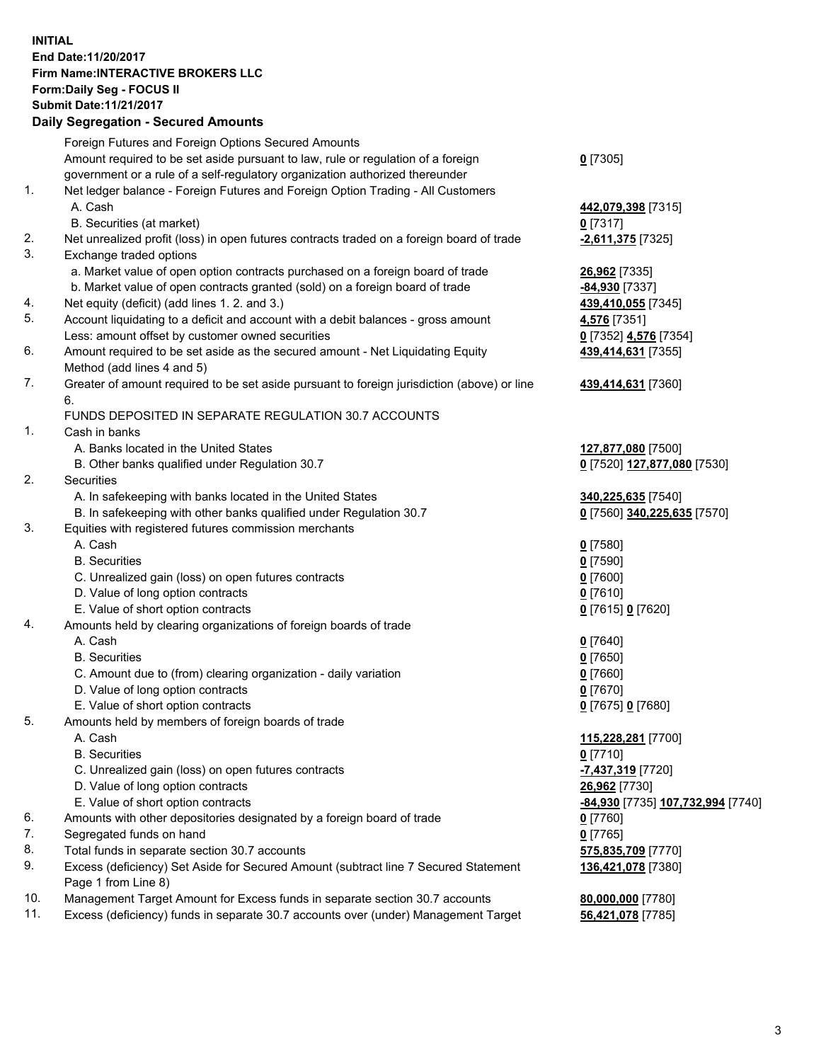**INITIAL**
**End Date:11/20/2017**
**Firm Name:INTERACTIVE BROKERS LLC**
**Form:Daily Seg - FOCUS II**
**Submit Date:11/21/2017**

## Daily Segregation - Secured Amounts

| | | |
|---|---|---|
| | Foreign Futures and Foreign Options Secured Amounts | |
| | Amount required to be set aside pursuant to law, rule or regulation of a foreign government or a rule of a self-regulatory organization authorized thereunder | **0** [7305] |
| 1. | Net ledger balance - Foreign Futures and Foreign Option Trading - All Customers | |
| | A. Cash | **442,079,398** [7315] |
| | B. Securities (at market) | **0** [7317] |
| 2. | Net unrealized profit (loss) in open futures contracts traded on a foreign board of trade | **-2,611,375** [7325] |
| 3. | Exchange traded options | |
| | a. Market value of open option contracts purchased on a foreign board of trade | **26,962** [7335] |
| | b. Market value of open contracts granted (sold) on a foreign board of trade | **-84,930** [7337] |
| 4. | Net equity (deficit) (add lines 1. 2. and 3.) | **439,410,055** [7345] |
| 5. | Account liquidating to a deficit and account with a debit balances - gross amount | **4,576** [7351] |
| | Less: amount offset by customer owned securities | **0** [7352] **4,576** [7354] |
| 6. | Amount required to be set aside as the secured amount - Net Liquidating Equity Method (add lines 4 and 5) | **439,414,631** [7355] |
| 7. | Greater of amount required to be set aside pursuant to foreign jurisdiction (above) or line 6. | **439,414,631** [7360] |
| | FUNDS DEPOSITED IN SEPARATE REGULATION 30.7 ACCOUNTS | |
| 1. | Cash in banks | |
| | A. Banks located in the United States | **127,877,080** [7500] |
| | B. Other banks qualified under Regulation 30.7 | **0** [7520] **127,877,080** [7530] |
| 2. | Securities | |
| | A. In safekeeping with banks located in the United States | **340,225,635** [7540] |
| | B. In safekeeping with other banks qualified under Regulation 30.7 | **0** [7560] **340,225,635** [7570] |
| 3. | Equities with registered futures commission merchants | |
| | A. Cash | **0** [7580] |
| | B. Securities | **0** [7590] |
| | C. Unrealized gain (loss) on open futures contracts | **0** [7600] |
| | D. Value of long option contracts | **0** [7610] |
| | E. Value of short option contracts | **0** [7615] **0** [7620] |
| 4. | Amounts held by clearing organizations of foreign boards of trade | |
| | A. Cash | **0** [7640] |
| | B. Securities | **0** [7650] |
| | C. Amount due to (from) clearing organization - daily variation | **0** [7660] |
| | D. Value of long option contracts | **0** [7670] |
| | E. Value of short option contracts | **0** [7675] **0** [7680] |
| 5. | Amounts held by members of foreign boards of trade | |
| | A. Cash | **115,228,281** [7700] |
| | B. Securities | **0** [7710] |
| | C. Unrealized gain (loss) on open futures contracts | **-7,437,319** [7720] |
| | D. Value of long option contracts | **26,962** [7730] |
| | E. Value of short option contracts | **-84,930** [7735] **107,732,994** [7740] |
| 6. | Amounts with other depositories designated by a foreign board of trade | **0** [7760] |
| 7. | Segregated funds on hand | **0** [7765] |
| 8. | Total funds in separate section 30.7 accounts | **575,835,709** [7770] |
| 9. | Excess (deficiency) Set Aside for Secured Amount (subtract line 7 Secured Statement Page 1 from Line 8) | **136,421,078** [7380] |
| 10. | Management Target Amount for Excess funds in separate section 30.7 accounts | **80,000,000** [7780] |
| 11. | Excess (deficiency) funds in separate 30.7 accounts over (under) Management Target | **56,421,078** [7785] |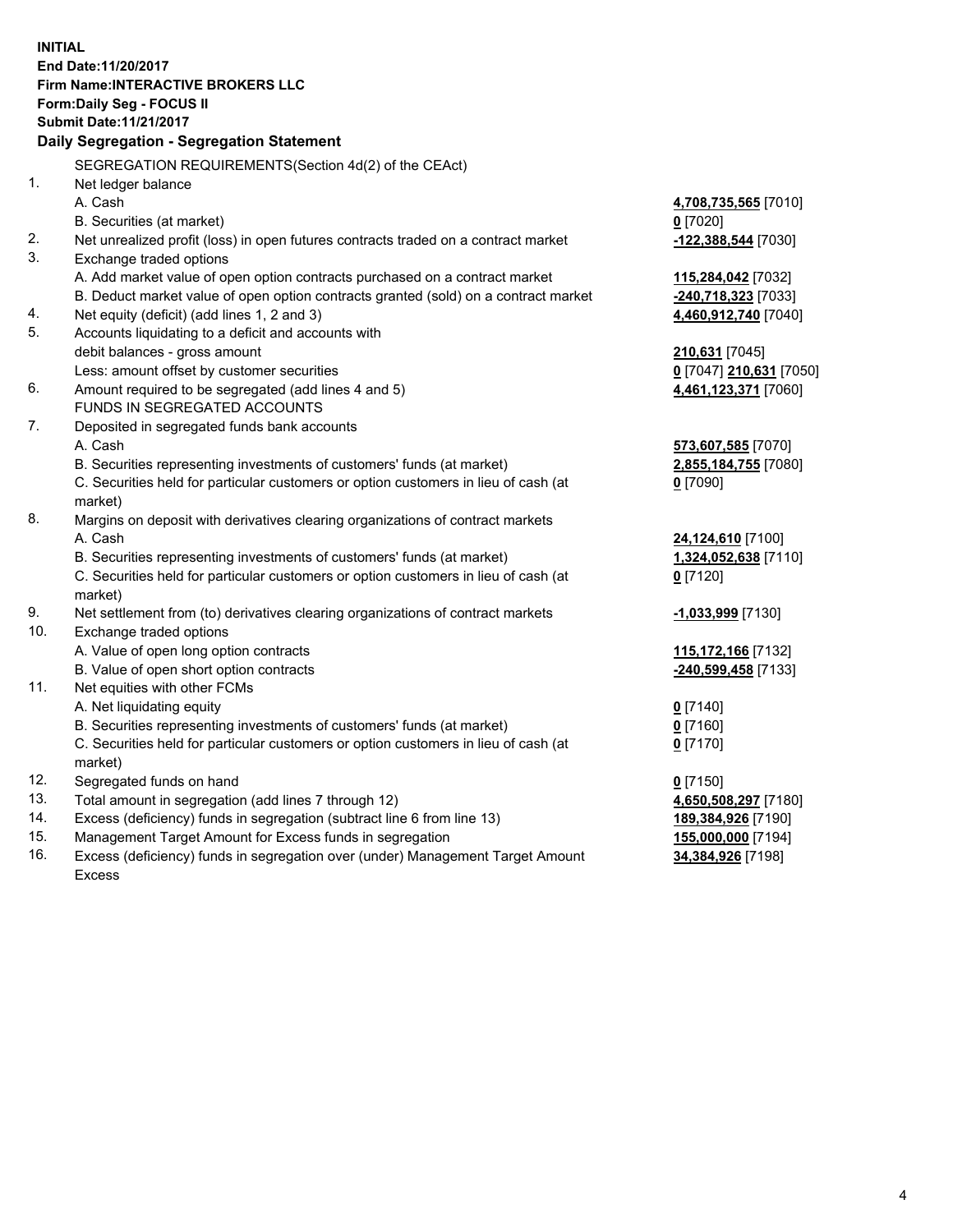**INITIAL**
**End Date:11/20/2017**
**Firm Name:INTERACTIVE BROKERS LLC**
**Form:Daily Seg - FOCUS II**
**Submit Date:11/21/2017**

**Daily Segregation - Segregation Statement**

SEGREGATION REQUIREMENTS(Section 4d(2) of the CEAct)

| | | |
|---|---|---|
| 1. | Net ledger balance | |
| | A. Cash | **4,708,735,565** [7010] |
| | B. Securities (at market) | **0** [7020] |
| 2. | Net unrealized profit (loss) in open futures contracts traded on a contract market | **-122,388,544** [7030] |
| 3. | Exchange traded options | |
| | A. Add market value of open option contracts purchased on a contract market | **115,284,042** [7032] |
| | B. Deduct market value of open option contracts granted (sold) on a contract market | **-240,718,323** [7033] |
| 4. | Net equity (deficit) (add lines 1, 2 and 3) | **4,460,912,740** [7040] |
| 5. | Accounts liquidating to a deficit and accounts with debit balances - gross amount | **210,631** [7045] |
| | Less: amount offset by customer securities | **0** [7047] **210,631** [7050] |
| 6. | Amount required to be segregated (add lines 4 and 5) | **4,461,123,371** [7060] |
| | FUNDS IN SEGREGATED ACCOUNTS | |
| 7. | Deposited in segregated funds bank accounts | |
| | A. Cash | **573,607,585** [7070] |
| | B. Securities representing investments of customers' funds (at market) | **2,855,184,755** [7080] |
| | C. Securities held for particular customers or option customers in lieu of cash (at market) | **0** [7090] |
| 8. | Margins on deposit with derivatives clearing organizations of contract markets | |
| | A. Cash | **24,124,610** [7100] |
| | B. Securities representing investments of customers' funds (at market) | **1,324,052,638** [7110] |
| | C. Securities held for particular customers or option customers in lieu of cash (at market) | **0** [7120] |
| 9. | Net settlement from (to) derivatives clearing organizations of contract markets | **-1,033,999** [7130] |
| 10. | Exchange traded options | |
| | A. Value of open long option contracts | **115,172,166** [7132] |
| | B. Value of open short option contracts | **-240,599,458** [7133] |
| 11. | Net equities with other FCMs | |
| | A. Net liquidating equity | **0** [7140] |
| | B. Securities representing investments of customers' funds (at market) | **0** [7160] |
| | C. Securities held for particular customers or option customers in lieu of cash (at market) | **0** [7170] |
| 12. | Segregated funds on hand | **0** [7150] |
| 13. | Total amount in segregation (add lines 7 through 12) | **4,650,508,297** [7180] |
| 14. | Excess (deficiency) funds in segregation (subtract line 6 from line 13) | **189,384,926** [7190] |
| 15. | Management Target Amount for Excess funds in segregation | **155,000,000** [7194] |
| 16. | Excess (deficiency) funds in segregation over (under) Management Target Amount Excess | **34,384,926** [7198] |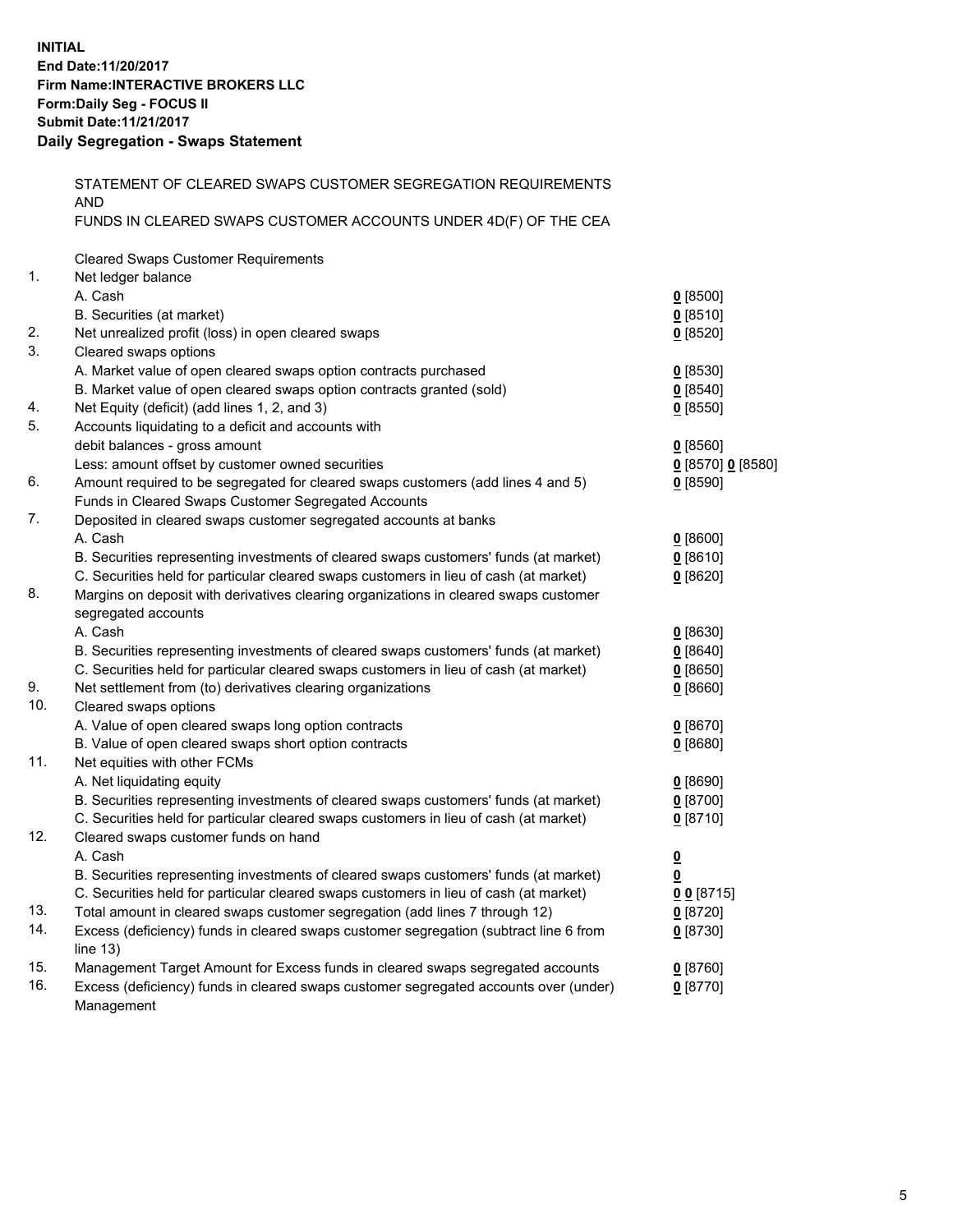**INITIAL**
**End Date:11/20/2017**
**Firm Name:INTERACTIVE BROKERS LLC**
**Form:Daily Seg - FOCUS II**
**Submit Date:11/21/2017**
**Daily Segregation - Swaps Statement**

STATEMENT OF CLEARED SWAPS CUSTOMER SEGREGATION REQUIREMENTS AND FUNDS IN CLEARED SWAPS CUSTOMER ACCOUNTS UNDER 4D(F) OF THE CEA

| | | |
|---|---|---|
| | Cleared Swaps Customer Requirements | |
| 1. | Net ledger balance | |
| | A. Cash | 0 [8500] |
| | B. Securities (at market) | 0 [8510] |
| 2. | Net unrealized profit (loss) in open cleared swaps | 0 [8520] |
| 3. | Cleared swaps options | |
| | A. Market value of open cleared swaps option contracts purchased | 0 [8530] |
| | B. Market value of open cleared swaps option contracts granted (sold) | 0 [8540] |
| 4. | Net Equity (deficit) (add lines 1, 2, and 3) | 0 [8550] |
| 5. | Accounts liquidating to a deficit and accounts with | |
| | debit balances - gross amount | 0 [8560] |
| | Less: amount offset by customer owned securities | 0 [8570] 0 [8580] |
| 6. | Amount required to be segregated for cleared swaps customers (add lines 4 and 5) | 0 [8590] |
| | Funds in Cleared Swaps Customer Segregated Accounts | |
| 7. | Deposited in cleared swaps customer segregated accounts at banks | |
| | A. Cash | 0 [8600] |
| | B. Securities representing investments of cleared swaps customers' funds (at market) | 0 [8610] |
| | C. Securities held for particular cleared swaps customers in lieu of cash (at market) | 0 [8620] |
| 8. | Margins on deposit with derivatives clearing organizations in cleared swaps customer segregated accounts | |
| | A. Cash | 0 [8630] |
| | B. Securities representing investments of cleared swaps customers' funds (at market) | 0 [8640] |
| | C. Securities held for particular cleared swaps customers in lieu of cash (at market) | 0 [8650] |
| 9. | Net settlement from (to) derivatives clearing organizations | 0 [8660] |
| 10. | Cleared swaps options | |
| | A. Value of open cleared swaps long option contracts | 0 [8670] |
| | B. Value of open cleared swaps short option contracts | 0 [8680] |
| 11. | Net equities with other FCMs | |
| | A. Net liquidating equity | 0 [8690] |
| | B. Securities representing investments of cleared swaps customers' funds (at market) | 0 [8700] |
| | C. Securities held for particular cleared swaps customers in lieu of cash (at market) | 0 [8710] |
| 12. | Cleared swaps customer funds on hand | |
| | A. Cash | 0 |
| | B. Securities representing investments of cleared swaps customers' funds (at market) | 0 |
| | C. Securities held for particular cleared swaps customers in lieu of cash (at market) | 0 0 [8715] |
| 13. | Total amount in cleared swaps customer segregation (add lines 7 through 12) | 0 [8720] |
| 14. | Excess (deficiency) funds in cleared swaps customer segregation (subtract line 6 from line 13) | 0 [8730] |
| 15. | Management Target Amount for Excess funds in cleared swaps segregated accounts | 0 [8760] |
| 16. | Excess (deficiency) funds in cleared swaps customer segregated accounts over (under) Management | 0 [8770] |